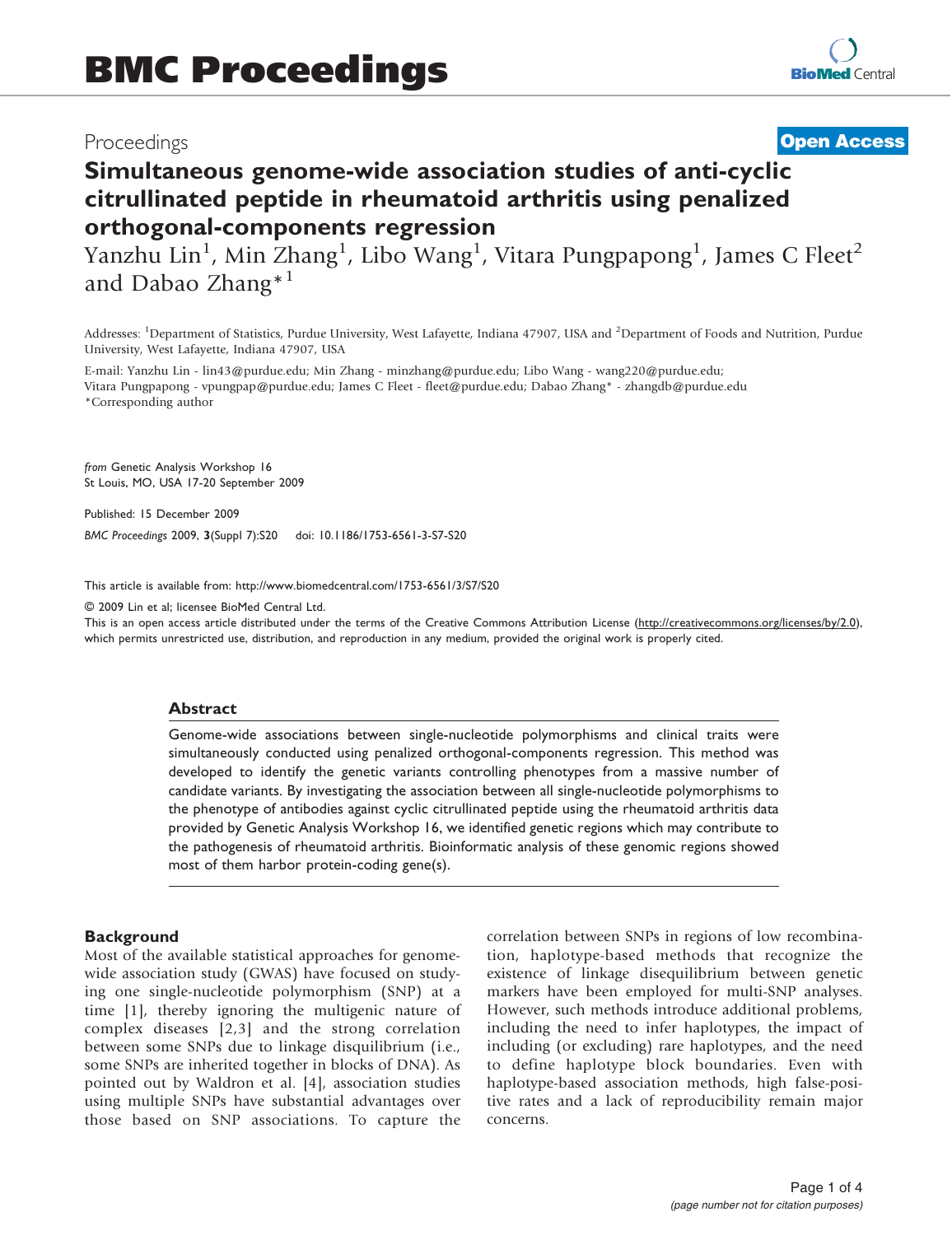# BMC Proceedings

Proceedings **Open Access**

## Simultaneous genome-wide association studies of anti-cyclic citrullinated peptide in rheumatoid arthritis using penalized orthogonal-components regression

Yanzhu Lin[1], Min Zhang[1], Libo Wang[1], Vitara Pungpapong[1], James C Fleet[2] and Dabao Zhang*[1]

Addresses: [1]Department of Statistics, Purdue University, West Lafayette, Indiana 47907, USA and [2]Department of Foods and Nutrition, Purdue University, West Lafayette, Indiana 47907, USA

E-mail: Yanzhu Lin - lin43@purdue.edu; Min Zhang - minzhang@purdue.edu; Libo Wang - wang220@purdue.edu; Vitara Pungpapong - vpungpap@purdue.edu; James C Fleet - fleet@purdue.edu; Dabao Zhang* - zhangdb@purdue.edu

*Corresponding author

*from* Genetic Analysis Workshop 16
St Louis, MO, USA 17-20 September 2009

Published: 15 December 2009

*BMC Proceedings* 2009, **3**(Suppl 7):S20 doi: 10.1186/1753-6561-3-S7-S20

This article is available from: http://www.biomedcentral.com/1753-6561/3/S7/S20

© 2009 Lin et al; licensee BioMed Central Ltd.
This is an open access article distributed under the terms of the Creative Commons Attribution License (http://creativecommons.org/licenses/by/2.0), which permits unrestricted use, distribution, and reproduction in any medium, provided the original work is properly cited.

### Abstract

Genome-wide associations between single-nucleotide polymorphisms and clinical traits were simultaneously conducted using penalized orthogonal-components regression. This method was developed to identify the genetic variants controlling phenotypes from a massive number of candidate variants. By investigating the association between all single-nucleotide polymorphisms to the phenotype of antibodies against cyclic citrullinated peptide using the rheumatoid arthritis data provided by Genetic Analysis Workshop 16, we identified genetic regions which may contribute to the pathogenesis of rheumatoid arthritis. Bioinformatic analysis of these genomic regions showed most of them harbor protein-coding gene(s).

## Background

Most of the available statistical approaches for genome-wide association study (GWAS) have focused on studying one single-nucleotide polymorphism (SNP) at a time [1], thereby ignoring the multigenic nature of complex diseases [2,3] and the strong correlation between some SNPs due to linkage disquilibrium (i.e., some SNPs are inherited together in blocks of DNA). As pointed out by Waldron et al. [4], association studies using multiple SNPs have substantial advantages over those based on SNP associations. To capture the correlation between SNPs in regions of low recombination, haplotype-based methods that recognize the existence of linkage disequilibrium between genetic markers have been employed for multi-SNP analyses. However, such methods introduce additional problems, including the need to infer haplotypes, the impact of including (or excluding) rare haplotypes, and the need to define haplotype block boundaries. Even with haplotype-based association methods, high false-positive rates and a lack of reproducibility remain major concerns.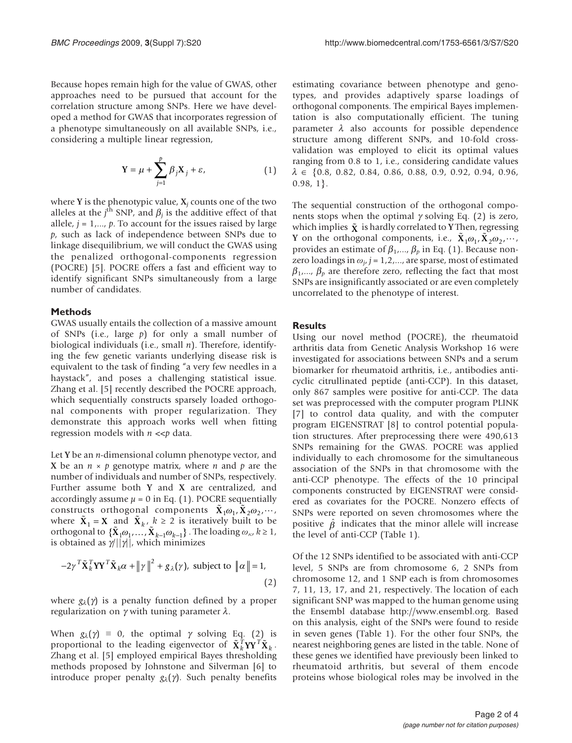Because hopes remain high for the value of GWAS, other approaches need to be pursued that account for the correlation structure among SNPs. Here we have developed a method for GWAS that incorporates regression of a phenotype simultaneously on all available SNPs, i.e., considering a multiple linear regression,

$$\mathbf{Y} = \mu + \sum_{j=1}^{p} \beta_j \mathbf{X}_j + \varepsilon, \tag{1}$$

where $\mathbf{Y}$ is the phenotypic value, $\mathbf{X}_j$ counts one of the two alleles at the $j^{\text{th}}$ SNP, and $\beta_j$ is the additive effect of that allele, $j = 1,..., p$. To account for the issues raised by large $p$, such as lack of independence between SNPs due to linkage disequilibrium, we will conduct the GWAS using the penalized orthogonal-components regression (POCRE) [5]. POCRE offers a fast and efficient way to identify significant SNPs simultaneously from a large number of candidates.

## Methods

GWAS usually entails the collection of a massive amount of SNPs (i.e., large $p$) for only a small number of biological individuals (i.e., small $n$). Therefore, identifying the few genetic variants underlying disease risk is equivalent to the task of finding "a very few needles in a haystack", and poses a challenging statistical issue. Zhang et al. [5] recently described the POCRE approach, which sequentially constructs sparsely loaded orthogonal components with proper regularization. They demonstrate this approach works well when fitting regression models with $n << p$ data.

Let $\mathbf{Y}$ be an $n$-dimensional column phenotype vector, and $\mathbf{X}$ be an $n \times p$ genotype matrix, where $n$ and $p$ are the number of individuals and number of SNPs, respectively. Further assume both $\mathbf{Y}$ and $\mathbf{X}$ are centralized, and accordingly assume $\mu = 0$ in Eq. (1). POCRE sequentially constructs orthogonal components $\tilde{\mathbf{X}}_1\omega_1, \tilde{\mathbf{X}}_2\omega_2, \cdots$, where $\tilde{\mathbf{X}}_1 = \mathbf{X}$ and $\tilde{\mathbf{X}}_k$, $k \geq 2$ is iteratively built to be orthogonal to $\{\tilde{\mathbf{X}}_1\omega_1, \ldots, \tilde{\mathbf{X}}_{k-1}\omega_{k-1}\}$. The loading $\omega_\kappa$, $k \geq 1$, is obtained as $\gamma/||\gamma||$, which minimizes

$$-2\gamma^T \tilde{\mathbf{X}}_k^T \mathbf{Y}\mathbf{Y}^T \tilde{\mathbf{X}}_k \alpha + \|\gamma\|^2 + g_\lambda(\gamma), \text{ subject to } \|\alpha\| = 1, \tag{2}$$

where $g_\lambda(\gamma)$ is a penalty function defined by a proper regularization on $\gamma$ with tuning parameter $\lambda$.

When $g_\lambda(\gamma) \equiv 0$, the optimal $\gamma$ solving Eq. (2) is proportional to the leading eigenvector of $\tilde{\mathbf{X}}_k^T \mathbf{Y}\mathbf{Y}^T \tilde{\mathbf{X}}_k$. Zhang et al. [5] employed empirical Bayes thresholding methods proposed by Johnstone and Silverman [6] to introduce proper penalty $g_\lambda(\gamma)$. Such penalty benefits estimating covariance between phenotype and genotypes, and provides adaptively sparse loadings of orthogonal components. The empirical Bayes implementation is also computationally efficient. The tuning parameter $\lambda$ also accounts for possible dependence structure among different SNPs, and 10-fold cross-validation was employed to elicit its optimal values ranging from 0.8 to 1, i.e., considering candidate values $\lambda \in \{0.8, 0.82, 0.84, 0.86, 0.88, 0.9, 0.92, 0.94, 0.96, 0.98, 1\}$.

The sequential construction of the orthogonal components stops when the optimal $\gamma$ solving Eq. (2) is zero, which implies $\tilde{\mathbf{X}}$ is hardly correlated to $\mathbf{Y}$ Then, regressing $\mathbf{Y}$ on the orthogonal components, i.e., $\tilde{\mathbf{X}}_1\omega_1, \tilde{\mathbf{X}}_2\omega_2, \cdots$, provides an estimate of $\beta_1,..., \beta_p$ in Eq. (1). Because nonzero loadings in $\omega_j$, $j = 1,2,...$, are sparse, most of estimated $\beta_1,..., \beta_p$ are therefore zero, reflecting the fact that most SNPs are insignificantly associated or are even completely uncorrelated to the phenotype of interest.

## Results

Using our novel method (POCRE), the rheumatoid arthritis data from Genetic Analysis Workshop 16 were investigated for associations between SNPs and a serum biomarker for rheumatoid arthritis, i.e., antibodies anti-cyclic citrullinated peptide (anti-CCP). In this dataset, only 867 samples were positive for anti-CCP. The data set was preprocessed with the computer program PLINK [7] to control data quality, and with the computer program EIGENSTRAT [8] to control potential population structures. After preprocessing there were 490,613 SNPs remaining for the GWAS. POCRE was applied individually to each chromosome for the simultaneous association of the SNPs in that chromosome with the anti-CCP phenotype. The effects of the 10 principal components constructed by EIGENSTRAT were considered as covariates for the POCRE. Nonzero effects of SNPs were reported on seven chromosomes where the positive $\hat{\beta}$ indicates that the minor allele will increase the level of anti-CCP (Table 1).

Of the 12 SNPs identified to be associated with anti-CCP level, 5 SNPs are from chromosome 6, 2 SNPs from chromosome 12, and 1 SNP each is from chromosomes 7, 11, 13, 17, and 21, respectively. The location of each significant SNP was mapped to the human genome using the Ensembl database http://www.ensembl.org. Based on this analysis, eight of the SNPs were found to reside in seven genes (Table 1). For the other four SNPs, the nearest neighboring genes are listed in the table. None of these genes we identified have previously been linked to rheumatoid arthritis, but several of them encode proteins whose biological roles may be involved in the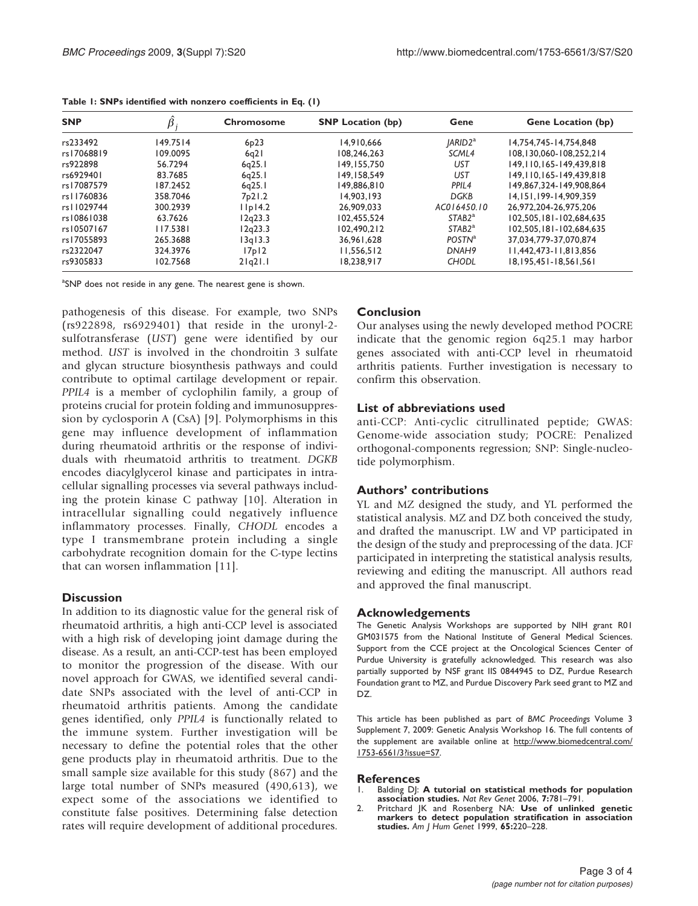**Table 1: SNPs identified with nonzero coefficients in Eq. (1)**

| SNP | $\hat{\beta}_j$ | Chromosome | SNP Location (bp) | Gene | Gene Location (bp) |
|---|---|---|---|---|---|
| rs233492 | 149.7514 | 6p23 | 14,910,666 | *JARID2*[a] | 14,754,745-14,754,848 |
| rs17068819 | 109.0095 | 6q21 | 108,246,263 | *SCML4* | 108,130,060-108,252,214 |
| rs922898 | 56.7294 | 6q25.1 | 149,155,750 | *UST* | 149,110,165-149,439,818 |
| rs6929401 | 83.7685 | 6q25.1 | 149,158,549 | *UST* | 149,110,165-149,439,818 |
| rs17087579 | 187.2452 | 6q25.1 | 149,886,810 | *PPIL4* | 149,867,324-149,908,864 |
| rs11760836 | 358.7046 | 7p21.2 | 14,903,193 | *DGKB* | 14,151,199-14,909,359 |
| rs11029744 | 300.2939 | 11p14.2 | 26,909,033 | *AC016450.10* | 26,972,204-26,975,206 |
| rs10861038 | 63.7626 | 12q23.3 | 102,455,524 | *STAB2*[a] | 102,505,181-102,684,635 |
| rs10507167 | 117.5381 | 12q23.3 | 102,490,212 | *STAB2*[a] | 102,505,181-102,684,635 |
| rs17055893 | 265.3688 | 13q13.3 | 36,961,628 | *POSTN*[a] | 37,034,779-37,070,874 |
| rs2322047 | 324.3976 | 17p12 | 11,556,512 | *DNAH9* | 11,442,473-11,813,856 |
| rs9305833 | 102.7568 | 21q21.1 | 18,238,917 | *CHODL* | 18,195,451-18,561,561 |

[a]SNP does not reside in any gene. The nearest gene is shown.

pathogenesis of this disease. For example, two SNPs (rs922898, rs6929401) that reside in the uronyl-2-sulfotransferase (*UST*) gene were identified by our method. *UST* is involved in the chondroitin 3 sulfate and glycan structure biosynthesis pathways and could contribute to optimal cartilage development or repair. *PPIL4* is a member of cyclophilin family, a group of proteins crucial for protein folding and immunosuppression by cyclosporin A (CsA) [9]. Polymorphisms in this gene may influence development of inflammation during rheumatoid arthritis or the response of individuals with rheumatoid arthritis to treatment. *DGKB* encodes diacylglycerol kinase and participates in intracellular signalling processes via several pathways including the protein kinase C pathway [10]. Alteration in intracellular signalling could negatively influence inflammatory processes. Finally, *CHODL* encodes a type I transmembrane protein including a single carbohydrate recognition domain for the C-type lectins that can worsen inflammation [11].

## Discussion

In addition to its diagnostic value for the general risk of rheumatoid arthritis, a high anti-CCP level is associated with a high risk of developing joint damage during the disease. As a result, an anti-CCP-test has been employed to monitor the progression of the disease. With our novel approach for GWAS, we identified several candidate SNPs associated with the level of anti-CCP in rheumatoid arthritis patients. Among the candidate genes identified, only *PPIL4* is functionally related to the immune system. Further investigation will be necessary to define the potential roles that the other gene products play in rheumatoid arthritis. Due to the small sample size available for this study (867) and the large total number of SNPs measured (490,613), we expect some of the associations we identified to constitute false positives. Determining false detection rates will require development of additional procedures.

## Conclusion

Our analyses using the newly developed method POCRE indicate that the genomic region 6q25.1 may harbor genes associated with anti-CCP level in rheumatoid arthritis patients. Further investigation is necessary to confirm this observation.

## List of abbreviations used

anti-CCP: Anti-cyclic citrullinated peptide; GWAS: Genome-wide association study; POCRE: Penalized orthogonal-components regression; SNP: Single-nucleotide polymorphism.

## Authors' contributions

YL and MZ designed the study, and YL performed the statistical analysis. MZ and DZ both conceived the study, and drafted the manuscript. LW and VP participated in the design of the study and preprocessing of the data. JCF participated in interpreting the statistical analysis results, reviewing and editing the manuscript. All authors read and approved the final manuscript.

## Acknowledgements

The Genetic Analysis Workshops are supported by NIH grant R01 GM031575 from the National Institute of General Medical Sciences. Support from the CCE project at the Oncological Sciences Center of Purdue University is gratefully acknowledged. This research was also partially supported by NSF grant IIS 0844945 to DZ, Purdue Research Foundation grant to MZ, and Purdue Discovery Park seed grant to MZ and DZ.

This article has been published as part of *BMC Proceedings* Volume 3 Supplement 7, 2009: Genetic Analysis Workshop 16. The full contents of the supplement are available online at http://www.biomedcentral.com/1753-6561/3?issue=S7.

## References

1. Balding DJ: **A tutorial on statistical methods for population association studies.** *Nat Rev Genet* 2006, **7:**781–791.
2. Pritchard JK and Rosenberg NA: **Use of unlinked genetic markers to detect population stratification in association studies.** *Am J Hum Genet* 1999, **65:**220–228.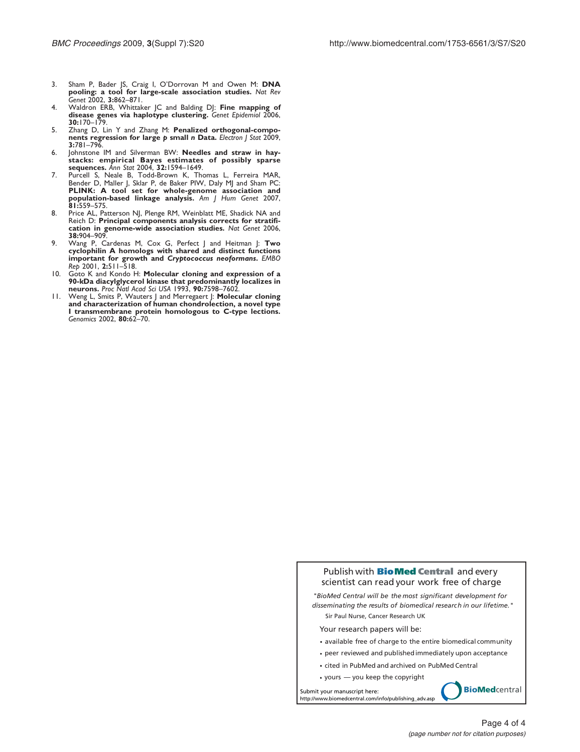3. Sham P, Bader JS, Craig I, O'Dorrovan M and Owen M: **DNA pooling: a tool for large-scale association studies.** *Nat Rev Genet* 2002, **3:**862–871.
4. Waldron ERB, Whittaker JC and Balding DJ: **Fine mapping of disease genes via haplotype clustering.** *Genet Epidemiol* 2006, **30:**170–179.
5. Zhang D, Lin Y and Zhang M: **Penalized orthogonal-components regression for large *p* small *n* Data.** *Electron J Stat* 2009, **3:**781–796.
6. Johnstone IM and Silverman BW: **Needles and straw in haystacks: empirical Bayes estimates of possibly sparse sequences.** *Ann Stat* 2004, **32:**1594–1649.
7. Purcell S, Neale B, Todd-Brown K, Thomas L, Ferreira MAR, Bender D, Maller J, Sklar P, de Baker PIW, Daly MJ and Sham PC: **PLINK: A tool set for whole-genome association and population-based linkage analysis.** *Am J Hum Genet* 2007, **81:**559–575.
8. Price AL, Patterson NJ, Plenge RM, Weinblatt ME, Shadick NA and Reich D: **Principal components analysis corrects for stratification in genome-wide association studies.** *Nat Genet* 2006, **38:**904–909.
9. Wang P, Cardenas M, Cox G, Perfect J and Heitman J: **Two cyclophilin A homologs with shared and distinct functions important for growth and *Cryptococcus neoformans*.** *EMBO Rep* 2001, **2:**511–518.
10. Goto K and Kondo H: **Molecular cloning and expression of a 90-kDa diacylglycerol kinase that predominantly localizes in neurons.** *Proc Natl Acad Sci USA* 1993, **90:**7598–7602.
11. Weng L, Smits P, Wauters J and Merregaert J: **Molecular cloning and characterization of human chondrolection, a novel type I transmembrane protein homologous to C-type lections.** *Genomics* 2002, **80:**62–70.

Publish with **BioMed Central** and every scientist can read your work free of charge

*"BioMed Central will be the most significant development for disseminating the results of biomedical research in our lifetime."*
Sir Paul Nurse, Cancer Research UK

Your research papers will be:

- available free of charge to the entire biomedical community
- peer reviewed and published immediately upon acceptance
- cited in PubMed and archived on PubMed Central
- yours — you keep the copyright

Submit your manuscript here:
http://www.biomedcentral.com/info/publishing_adv.asp

**BioMed**central